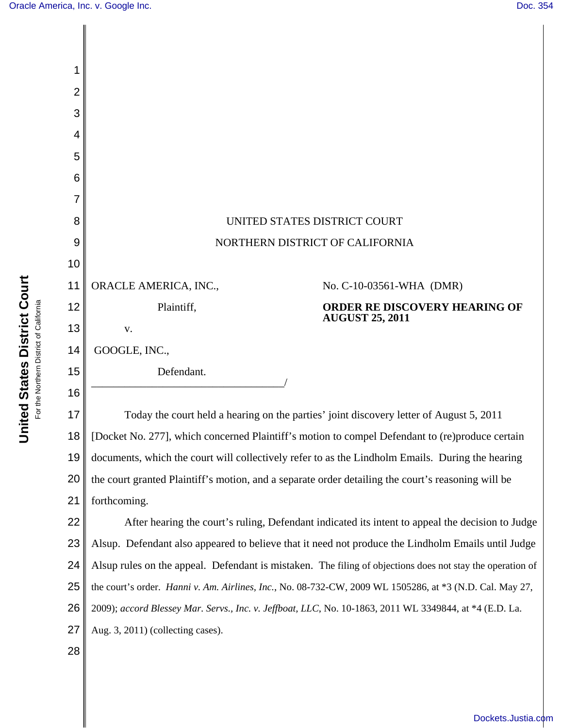UNITED STATES DISTRICT COURT

NORTHERN DISTRICT OF CALIFORNIA

ORACLE AMERICA, INC.,

Plaintiff,

v.

GOOGLE, INC.,

Defendant.

_____________________________________/

No. C-10-03561-WHA (DMR)

**ORDER RE DISCOVERY HEARING OF AUGUST 25, 2011**

Today the court held a hearing on the parties' joint discovery letter of August 5, 2011 [Docket No. 277], which concerned Plaintiff's motion to compel Defendant to (re)produce certain documents, which the court will collectively refer to as the Lindholm Emails. During the hearing the court granted Plaintiff's motion, and a separate order detailing the court's reasoning will be forthcoming.

After hearing the court's ruling, Defendant indicated its intent to appeal the decision to Judge Alsup. Defendant also appeared to believe that it need not produce the Lindholm Emails until Judge Alsup rules on the appeal. Defendant is mistaken. The filing of objections does not stay the operation of the court's order. *Hanni v. Am. Airlines, Inc.*, No. 08-732-CW, 2009 WL 1505286, at *3 (N.D. Cal. May 27, 2009); *accord Blessey Mar. Servs., Inc. v. Jeffboat, LLC*, No. 10-1863, 2011 WL 3349844, at *4 (E.D. La. Aug. 3, 2011) (collecting cases).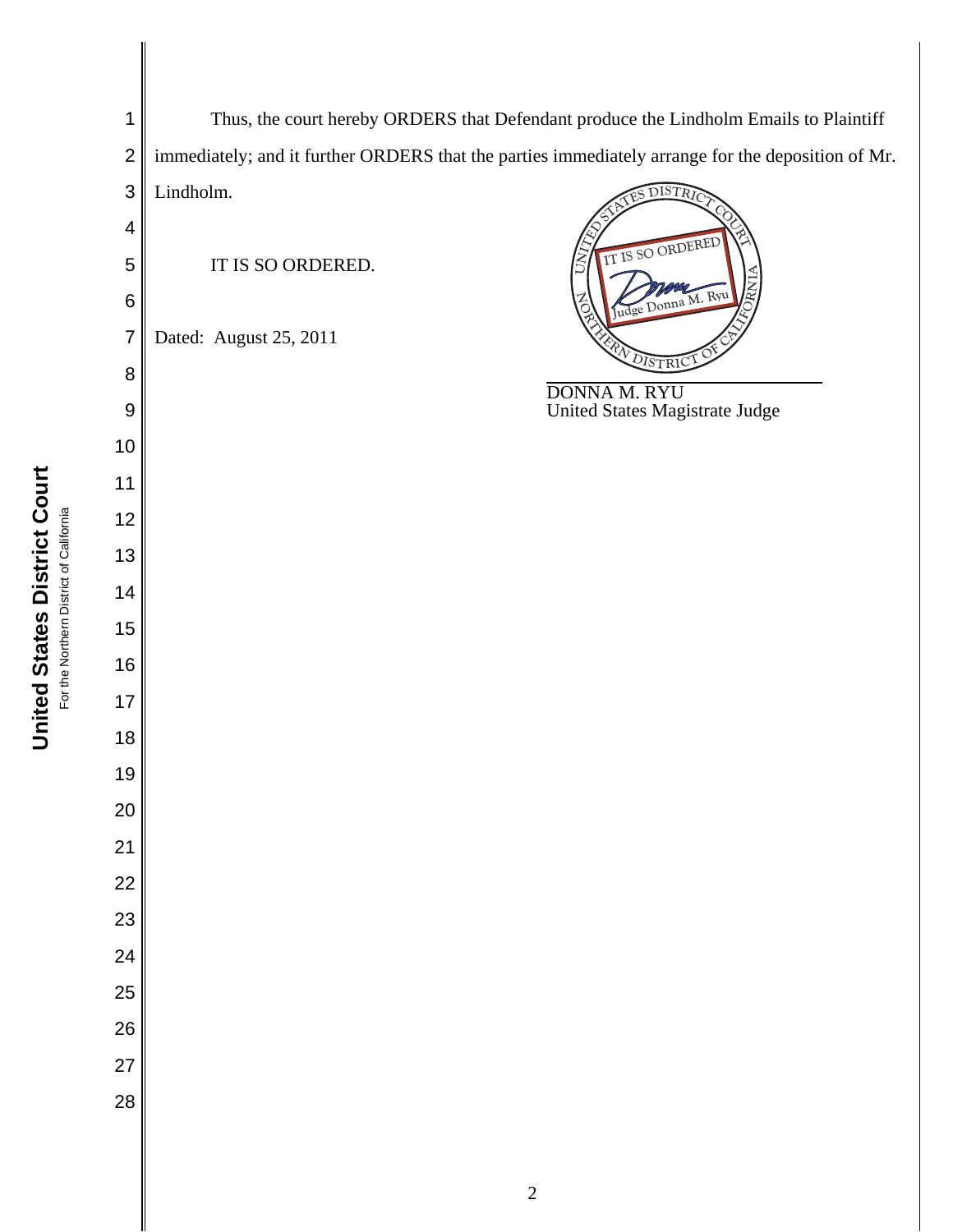Thus, the court hereby ORDERS that Defendant produce the Lindholm Emails to Plaintiff immediately; and it further ORDERS that the parties immediately arrange for the deposition of Mr. Lindholm.

IT IS SO ORDERED.

Dated: August 25, 2011

DONNA M. RYU
United States Magistrate Judge